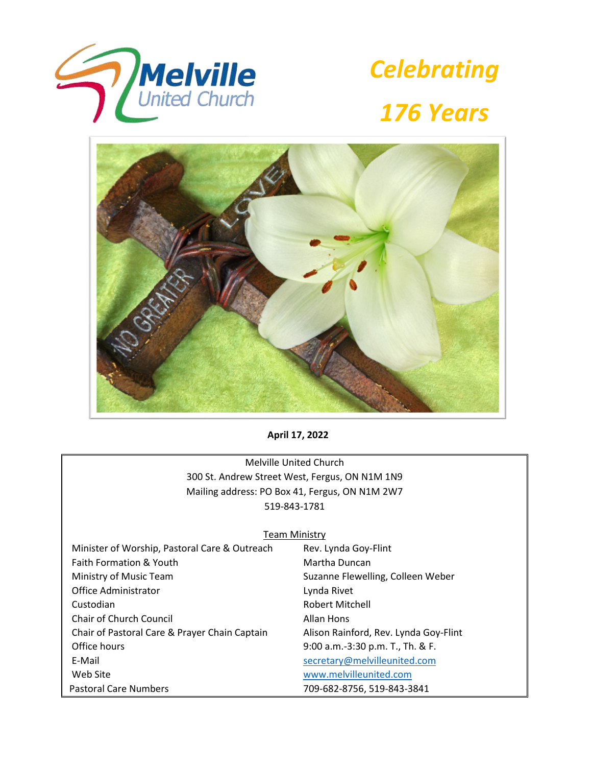# Melville United Church

## *Celebrating 176 Years*

**April 17, 2022**

Melville United Church
300 St. Andrew Street West, Fergus, ON N1M 1N9
Mailing address: PO Box 41, Fergus, ON N1M 2W7
519-843-1781

Team Ministry

| | |
|---|---|
| Minister of Worship, Pastoral Care & Outreach | Rev. Lynda Goy-Flint |
| Faith Formation & Youth | Martha Duncan |
| Ministry of Music Team | Suzanne Flewelling, Colleen Weber |
| Office Administrator | Lynda Rivet |
| Custodian | Robert Mitchell |
| Chair of Church Council | Allan Hons |
| Chair of Pastoral Care & Prayer Chain Captain | Alison Rainford, Rev. Lynda Goy-Flint |
| Office hours | 9:00 a.m.-3:30 p.m. T., Th. & F. |
| E-Mail | secretary@melvilleunited.com |
| Web Site | www.melvilleunited.com |
| Pastoral Care Numbers | 709-682-8756, 519-843-3841 |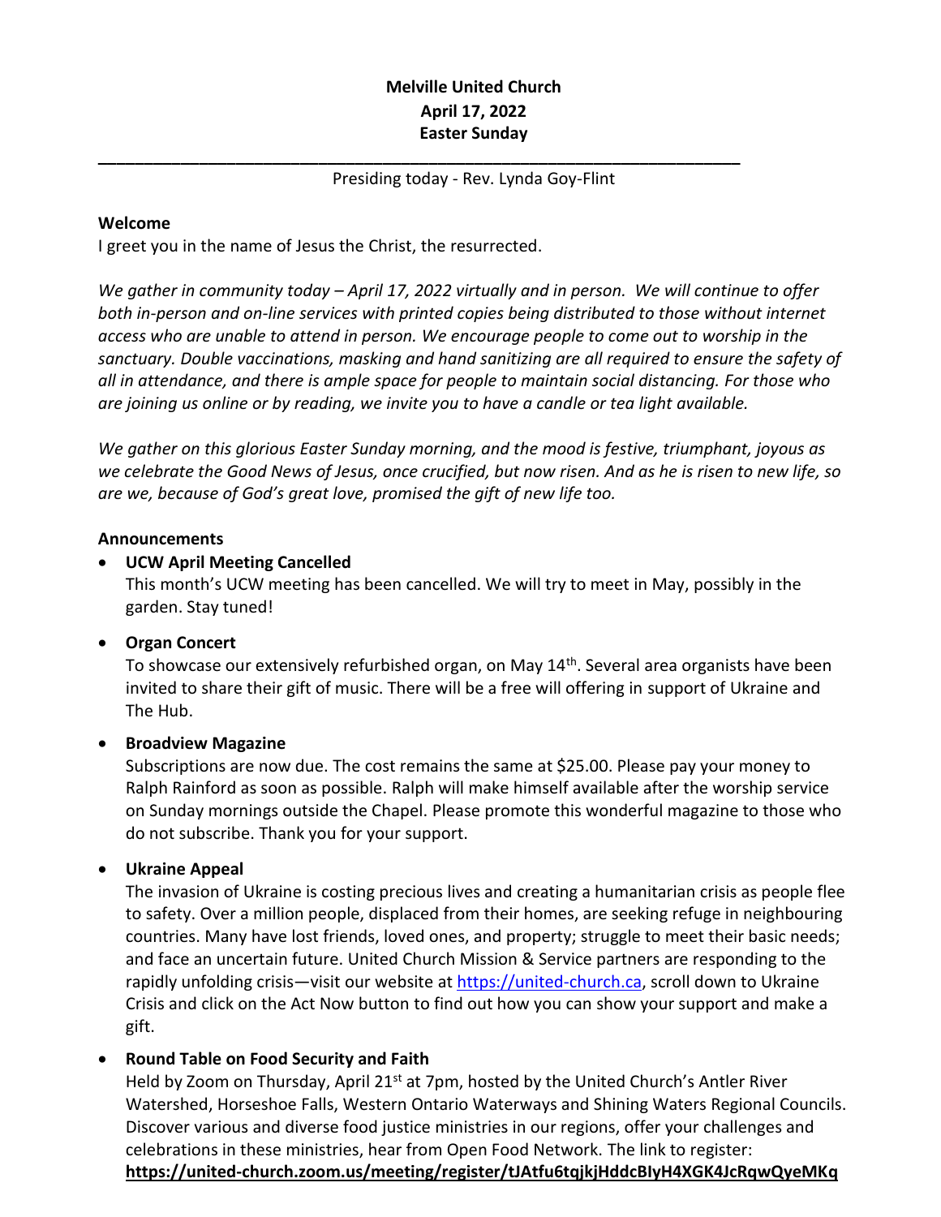**Melville United Church**
**April 17, 2022**
**Easter Sunday**

---

Presiding today - Rev. Lynda Goy-Flint

**Welcome**

I greet you in the name of Jesus the Christ, the resurrected.

*We gather in community today – April 17, 2022 virtually and in person. We will continue to offer both in-person and on-line services with printed copies being distributed to those without internet access who are unable to attend in person. We encourage people to come out to worship in the sanctuary. Double vaccinations, masking and hand sanitizing are all required to ensure the safety of all in attendance, and there is ample space for people to maintain social distancing. For those who are joining us online or by reading, we invite you to have a candle or tea light available.*

*We gather on this glorious Easter Sunday morning, and the mood is festive, triumphant, joyous as we celebrate the Good News of Jesus, once crucified, but now risen. And as he is risen to new life, so are we, because of God's great love, promised the gift of new life too.*

**Announcements**

- **UCW April Meeting Cancelled**
  This month's UCW meeting has been cancelled. We will try to meet in May, possibly in the garden. Stay tuned!

- **Organ Concert**
  To showcase our extensively refurbished organ, on May 14th. Several area organists have been invited to share their gift of music. There will be a free will offering in support of Ukraine and The Hub.

- **Broadview Magazine**
  Subscriptions are now due. The cost remains the same at $25.00. Please pay your money to Ralph Rainford as soon as possible. Ralph will make himself available after the worship service on Sunday mornings outside the Chapel. Please promote this wonderful magazine to those who do not subscribe. Thank you for your support.

- **Ukraine Appeal**
  The invasion of Ukraine is costing precious lives and creating a humanitarian crisis as people flee to safety. Over a million people, displaced from their homes, are seeking refuge in neighbouring countries. Many have lost friends, loved ones, and property; struggle to meet their basic needs; and face an uncertain future. United Church Mission & Service partners are responding to the rapidly unfolding crisis—visit our website at https://united-church.ca, scroll down to Ukraine Crisis and click on the Act Now button to find out how you can show your support and make a gift.

- **Round Table on Food Security and Faith**
  Held by Zoom on Thursday, April 21st at 7pm, hosted by the United Church's Antler River Watershed, Horseshoe Falls, Western Ontario Waterways and Shining Waters Regional Councils. Discover various and diverse food justice ministries in our regions, offer your challenges and celebrations in these ministries, hear from Open Food Network. The link to register:
  **https://united-church.zoom.us/meeting/register/tJAtfu6tqjkjHddcBIyH4XGK4JcRqwQyeMKq**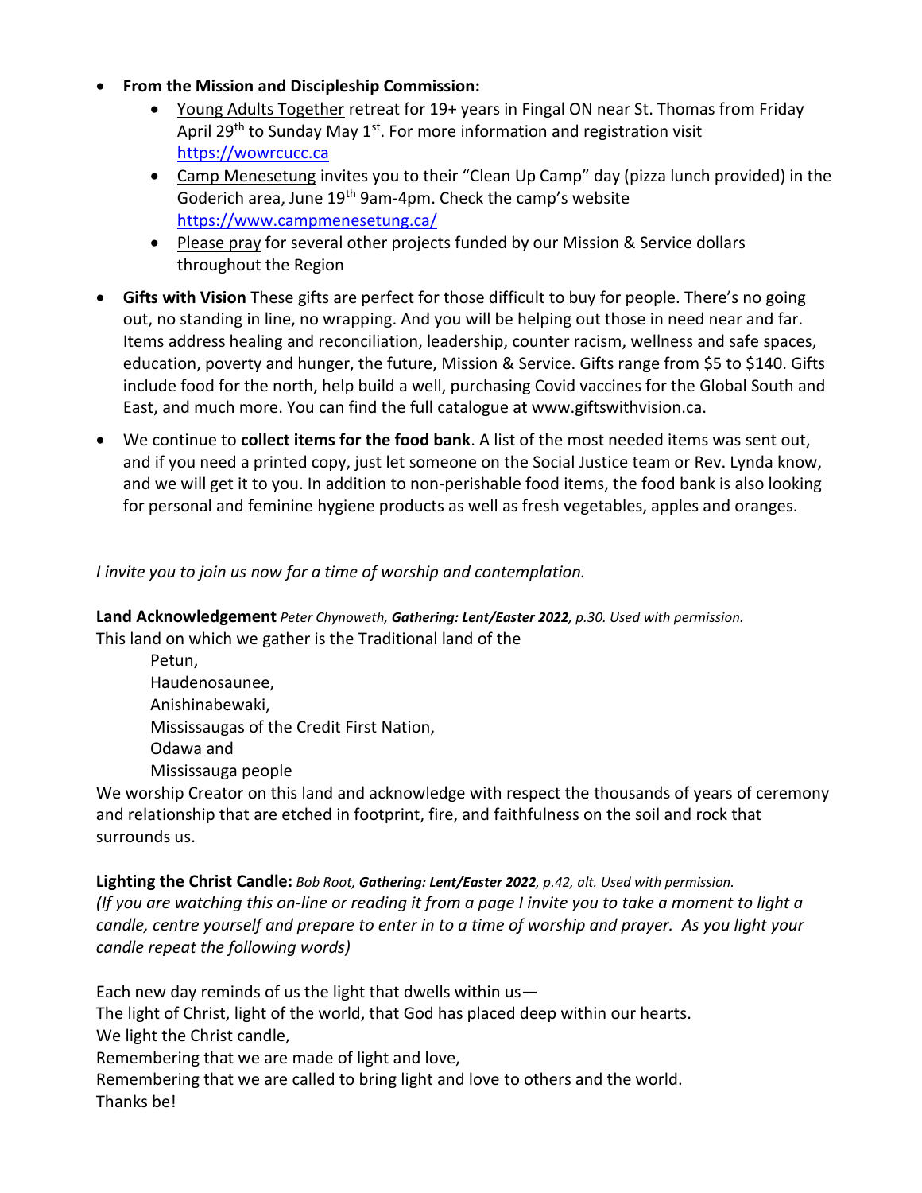- **From the Mission and Discipleship Commission:**
    - Young Adults Together retreat for 19+ years in Fingal ON near St. Thomas from Friday April 29th to Sunday May 1st. For more information and registration visit https://wowrcucc.ca
    - Camp Menesetung invites you to their "Clean Up Camp" day (pizza lunch provided) in the Goderich area, June 19th 9am-4pm. Check the camp's website https://www.campmenesetung.ca/
    - Please pray for several other projects funded by our Mission & Service dollars throughout the Region
- **Gifts with Vision** These gifts are perfect for those difficult to buy for people. There's no going out, no standing in line, no wrapping. And you will be helping out those in need near and far. Items address healing and reconciliation, leadership, counter racism, wellness and safe spaces, education, poverty and hunger, the future, Mission & Service. Gifts range from $5 to $140. Gifts include food for the north, help build a well, purchasing Covid vaccines for the Global South and East, and much more. You can find the full catalogue at www.giftswithvision.ca.
- We continue to **collect items for the food bank**. A list of the most needed items was sent out, and if you need a printed copy, just let someone on the Social Justice team or Rev. Lynda know, and we will get it to you. In addition to non-perishable food items, the food bank is also looking for personal and feminine hygiene products as well as fresh vegetables, apples and oranges.

*I invite you to join us now for a time of worship and contemplation.*

**Land Acknowledgement** *Peter Chynoweth, **Gathering: Lent/Easter 2022**, p.30. Used with permission.*

This land on which we gather is the Traditional land of the

Petun,
Haudenosaunee,
Anishinabewaki,
Mississaugas of the Credit First Nation,
Odawa and
Mississauga people

We worship Creator on this land and acknowledge with respect the thousands of years of ceremony and relationship that are etched in footprint, fire, and faithfulness on the soil and rock that surrounds us.

**Lighting the Christ Candle:** *Bob Root, **Gathering: Lent/Easter 2022**, p.42, alt. Used with permission.*

*(If you are watching this on-line or reading it from a page I invite you to take a moment to light a candle, centre yourself and prepare to enter in to a time of worship and prayer. As you light your candle repeat the following words)*

Each new day reminds of us the light that dwells within us—
The light of Christ, light of the world, that God has placed deep within our hearts.
We light the Christ candle,
Remembering that we are made of light and love,
Remembering that we are called to bring light and love to others and the world.
Thanks be!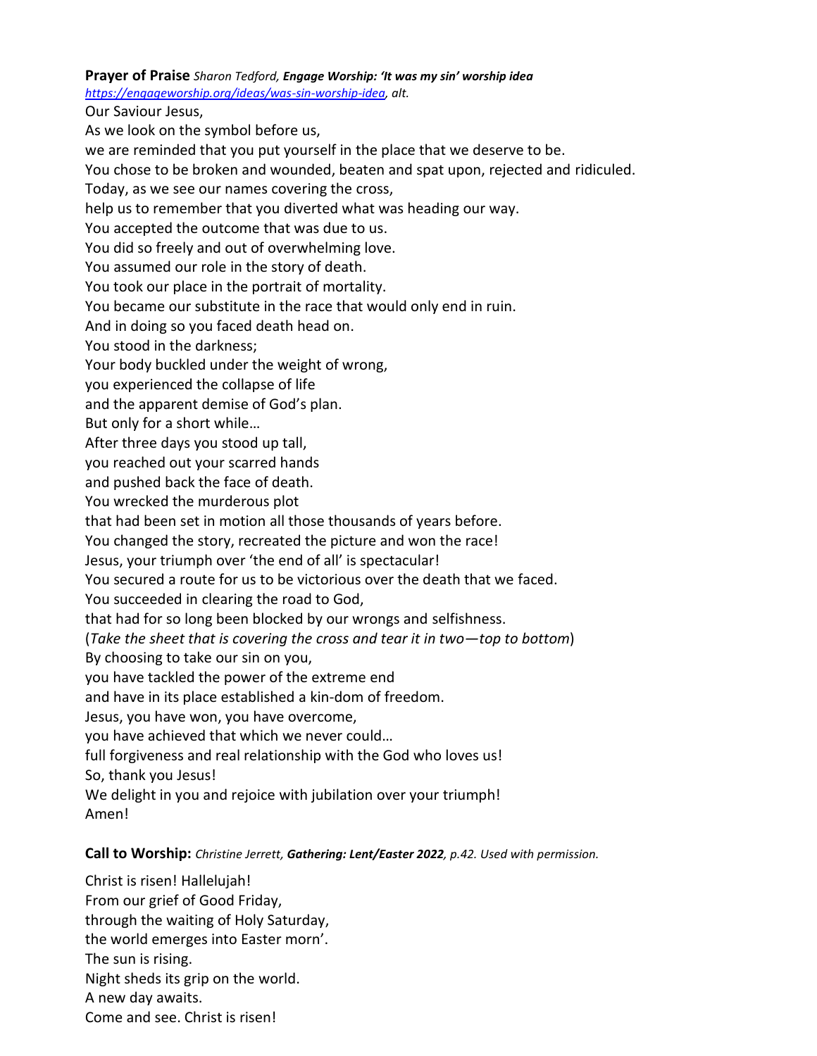**Prayer of Praise** *Sharon Tedford, **Engage Worship: 'It was my sin' worship idea** [https://engageworship.org/ideas/was-sin-worship-idea](https://engageworship.org/ideas/was-sin-worship-idea), alt.*

Our Saviour Jesus,  
As we look on the symbol before us,  
we are reminded that you put yourself in the place that we deserve to be.  
You chose to be broken and wounded, beaten and spat upon, rejected and ridiculed.  
Today, as we see our names covering the cross,  
help us to remember that you diverted what was heading our way.  
You accepted the outcome that was due to us.  
You did so freely and out of overwhelming love.  
You assumed our role in the story of death.  
You took our place in the portrait of mortality.  
You became our substitute in the race that would only end in ruin.  
And in doing so you faced death head on.  
You stood in the darkness;  
Your body buckled under the weight of wrong,  
you experienced the collapse of life  
and the apparent demise of God's plan.  
But only for a short while…  
After three days you stood up tall,  
you reached out your scarred hands  
and pushed back the face of death.  
You wrecked the murderous plot  
that had been set in motion all those thousands of years before.  
You changed the story, recreated the picture and won the race!  
Jesus, your triumph over 'the end of all' is spectacular!  
You secured a route for us to be victorious over the death that we faced.  
You succeeded in clearing the road to God,  
that had for so long been blocked by our wrongs and selfishness.  
(*Take the sheet that is covering the cross and tear it in two—top to bottom*)  
By choosing to take our sin on you,  
you have tackled the power of the extreme end  
and have in its place established a kin-dom of freedom.  
Jesus, you have won, you have overcome,  
you have achieved that which we never could…  
full forgiveness and real relationship with the God who loves us!  
So, thank you Jesus!  
We delight in you and rejoice with jubilation over your triumph!  
Amen!

**Call to Worship:** *Christine Jerrett, **Gathering: Lent/Easter 2022**, p.42. Used with permission.*

Christ is risen! Hallelujah!  
From our grief of Good Friday,  
through the waiting of Holy Saturday,  
the world emerges into Easter morn'.  
The sun is rising.  
Night sheds its grip on the world.  
A new day awaits.  
Come and see. Christ is risen!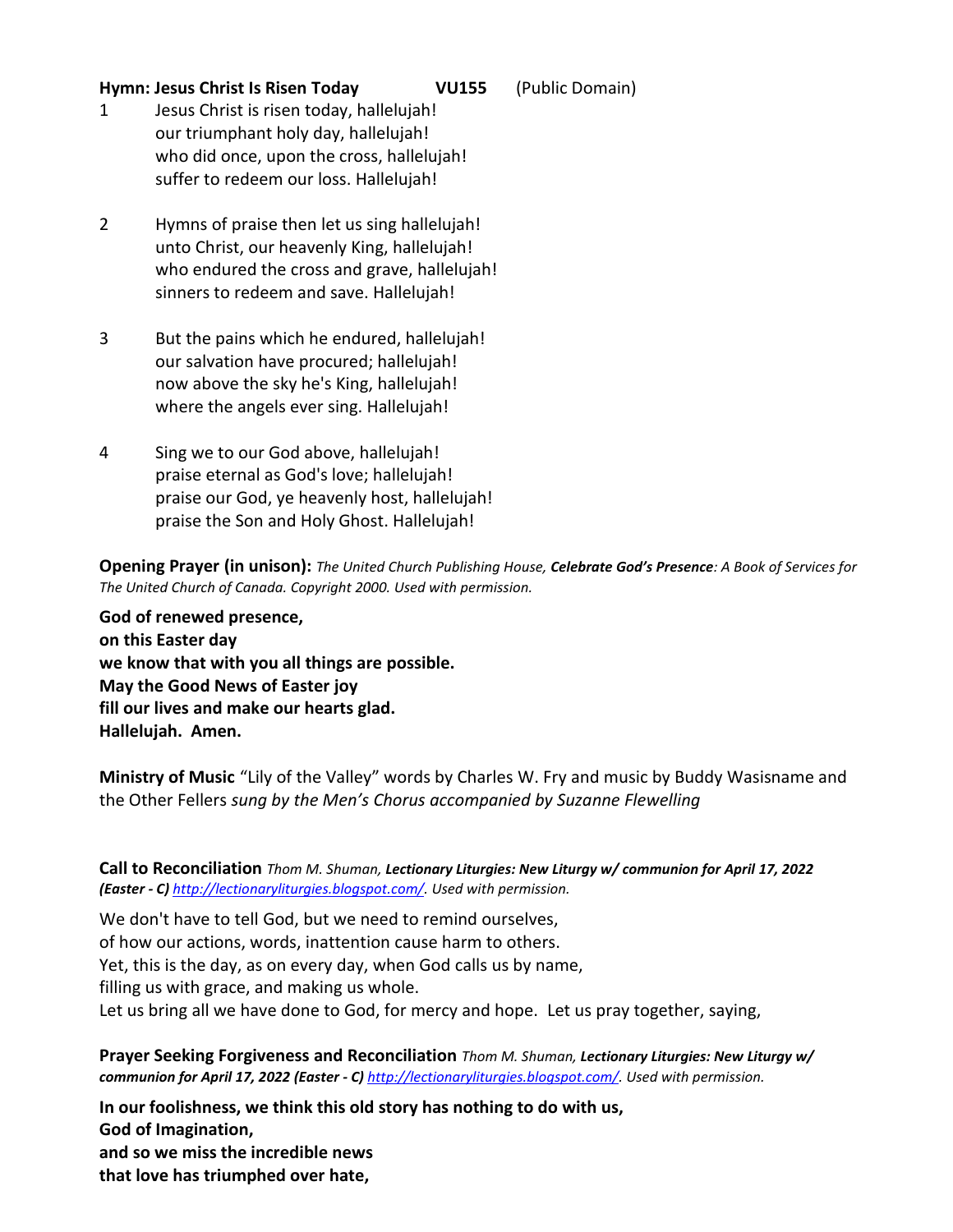**Hymn: Jesus Christ Is Risen Today VU155** (Public Domain)

1 Jesus Christ is risen today, hallelujah!
our triumphant holy day, hallelujah!
who did once, upon the cross, hallelujah!
suffer to redeem our loss. Hallelujah!

2 Hymns of praise then let us sing hallelujah!
unto Christ, our heavenly King, hallelujah!
who endured the cross and grave, hallelujah!
sinners to redeem and save. Hallelujah!

3 But the pains which he endured, hallelujah!
our salvation have procured; hallelujah!
now above the sky he's King, hallelujah!
where the angels ever sing. Hallelujah!

4 Sing we to our God above, hallelujah!
praise eternal as God's love; hallelujah!
praise our God, ye heavenly host, hallelujah!
praise the Son and Holy Ghost. Hallelujah!

**Opening Prayer (in unison):** *The United Church Publishing House, **Celebrate God's Presence**: A Book of Services for The United Church of Canada. Copyright 2000. Used with permission.*

**God of renewed presence,**
**on this Easter day**
**we know that with you all things are possible.**
**May the Good News of Easter joy**
**fill our lives and make our hearts glad.**
**Hallelujah. Amen.**

**Ministry of Music** "Lily of the Valley" words by Charles W. Fry and music by Buddy Wasisname and the Other Fellers *sung by the Men's Chorus accompanied by Suzanne Flewelling*

**Call to Reconciliation** *Thom M. Shuman, **Lectionary Liturgies: New Liturgy w/ communion for April 17, 2022 (Easter - C)** http://lectionaryliturgies.blogspot.com/. Used with permission.*

We don't have to tell God, but we need to remind ourselves,
of how our actions, words, inattention cause harm to others.
Yet, this is the day, as on every day, when God calls us by name,
filling us with grace, and making us whole.
Let us bring all we have done to God, for mercy and hope. Let us pray together, saying,

**Prayer Seeking Forgiveness and Reconciliation** *Thom M. Shuman, **Lectionary Liturgies: New Liturgy w/ communion for April 17, 2022 (Easter - C)** http://lectionaryliturgies.blogspot.com/. Used with permission.*

**In our foolishness, we think this old story has nothing to do with us,**
**God of Imagination,**
**and so we miss the incredible news**
**that love has triumphed over hate,**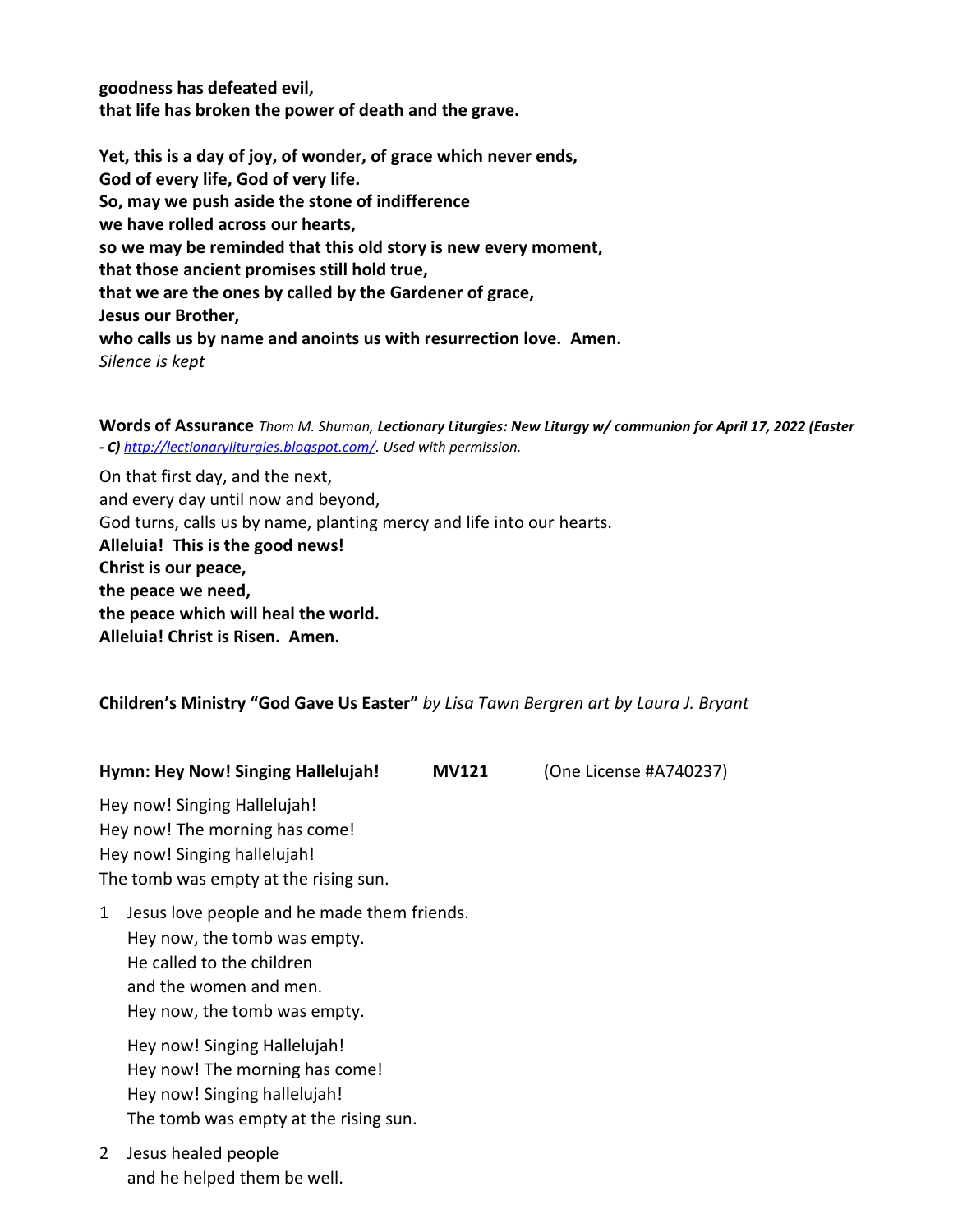**goodness has defeated evil,**
**that life has broken the power of death and the grave.**

**Yet, this is a day of joy, of wonder, of grace which never ends,**
**God of every life, God of very life.**
**So, may we push aside the stone of indifference**
**we have rolled across our hearts,**
**so we may be reminded that this old story is new every moment,**
**that those ancient promises still hold true,**
**that we are the ones by called by the Gardener of grace,**
**Jesus our Brother,**
**who calls us by name and anoints us with resurrection love. Amen.**
*Silence is kept*

**Words of Assurance** *Thom M. Shuman,* ***Lectionary Liturgies: New Liturgy w/ communion for April 17, 2022 (Easter - C)*** *http://lectionaryliturgies.blogspot.com/. Used with permission.*

On that first day, and the next,
and every day until now and beyond,
God turns, calls us by name, planting mercy and life into our hearts.
**Alleluia! This is the good news!**
**Christ is our peace,**
**the peace we need,**
**the peace which will heal the world.**
**Alleluia! Christ is Risen. Amen.**

**Children's Ministry "God Gave Us Easter"** *by Lisa Tawn Bergren art by Laura J. Bryant*

**Hymn: Hey Now! Singing Hallelujah!** **MV121** (One License #A740237)

Hey now! Singing Hallelujah!
Hey now! The morning has come!
Hey now! Singing hallelujah!
The tomb was empty at the rising sun.

1 Jesus love people and he made them friends.
Hey now, the tomb was empty.
He called to the children
and the women and men.
Hey now, the tomb was empty.

Hey now! Singing Hallelujah!
Hey now! The morning has come!
Hey now! Singing hallelujah!
The tomb was empty at the rising sun.

2 Jesus healed people
and he helped them be well.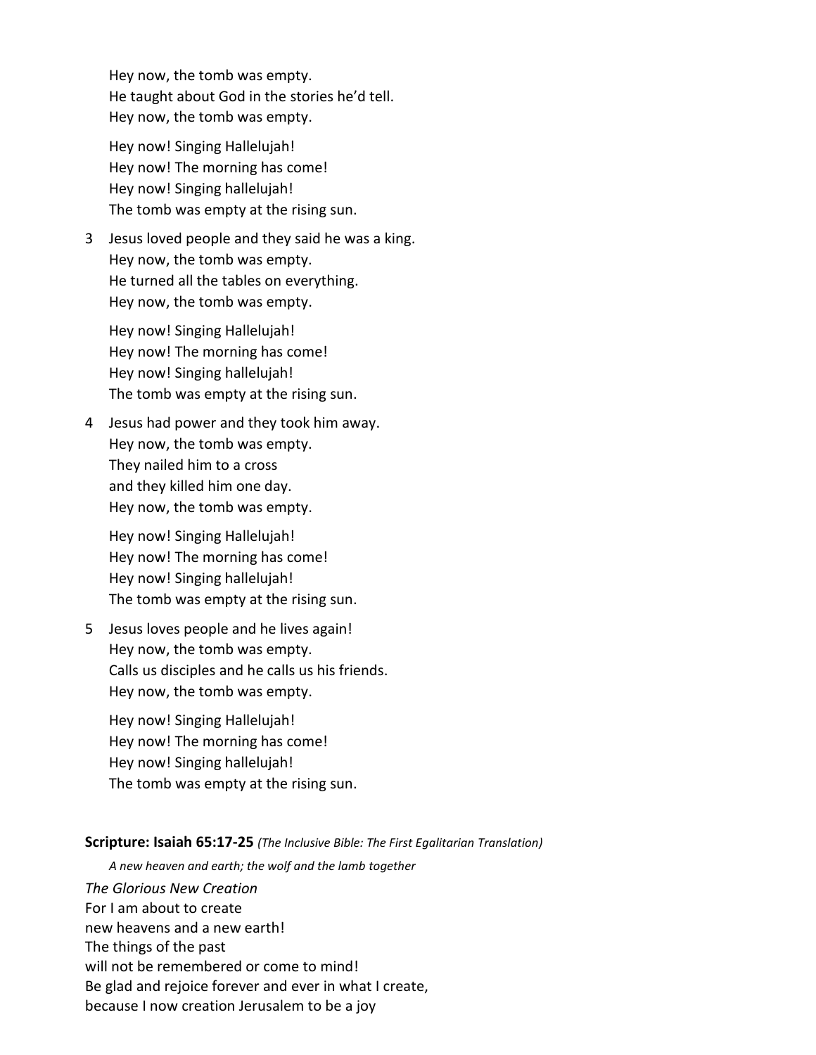Hey now, the tomb was empty.
He taught about God in the stories he'd tell.
Hey now, the tomb was empty.

Hey now! Singing Hallelujah!
Hey now! The morning has come!
Hey now! Singing hallelujah!
The tomb was empty at the rising sun.

3 Jesus loved people and they said he was a king.
Hey now, the tomb was empty.
He turned all the tables on everything.
Hey now, the tomb was empty.

Hey now! Singing Hallelujah!
Hey now! The morning has come!
Hey now! Singing hallelujah!
The tomb was empty at the rising sun.

4 Jesus had power and they took him away.
Hey now, the tomb was empty.
They nailed him to a cross
and they killed him one day.
Hey now, the tomb was empty.

Hey now! Singing Hallelujah!
Hey now! The morning has come!
Hey now! Singing hallelujah!
The tomb was empty at the rising sun.

5 Jesus loves people and he lives again!
Hey now, the tomb was empty.
Calls us disciples and he calls us his friends.
Hey now, the tomb was empty.

Hey now! Singing Hallelujah!
Hey now! The morning has come!
Hey now! Singing hallelujah!
The tomb was empty at the rising sun.

**Scripture: Isaiah 65:17-25** *(The Inclusive Bible: The First Egalitarian Translation)*

*A new heaven and earth; the wolf and the lamb together*

*The Glorious New Creation*
For I am about to create
new heavens and a new earth!
The things of the past
will not be remembered or come to mind!
Be glad and rejoice forever and ever in what I create,
because I now creation Jerusalem to be a joy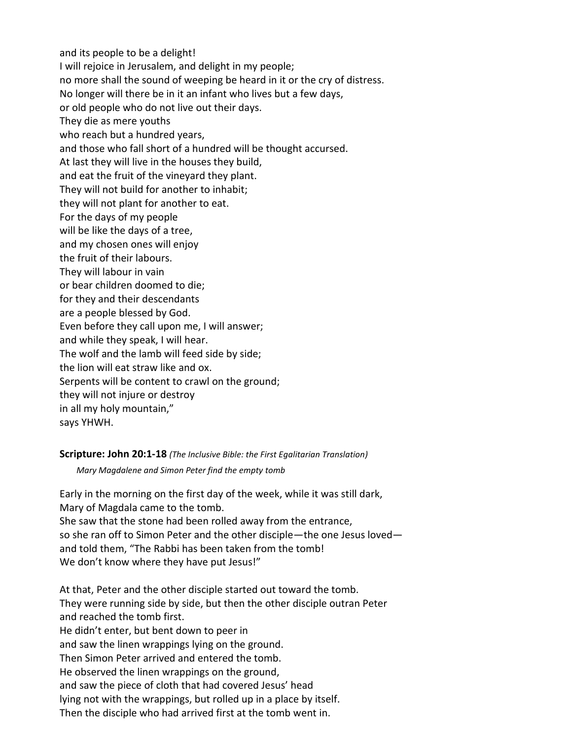and its people to be a delight!
I will rejoice in Jerusalem, and delight in my people;
no more shall the sound of weeping be heard in it or the cry of distress.
No longer will there be in it an infant who lives but a few days,
or old people who do not live out their days.
They die as mere youths
who reach but a hundred years,
and those who fall short of a hundred will be thought accursed.
At last they will live in the houses they build,
and eat the fruit of the vineyard they plant.
They will not build for another to inhabit;
they will not plant for another to eat.
For the days of my people
will be like the days of a tree,
and my chosen ones will enjoy
the fruit of their labours.
They will labour in vain
or bear children doomed to die;
for they and their descendants
are a people blessed by God.
Even before they call upon me, I will answer;
and while they speak, I will hear.
The wolf and the lamb will feed side by side;
the lion will eat straw like and ox.
Serpents will be content to crawl on the ground;
they will not injure or destroy
in all my holy mountain,"
says YHWH.

**Scripture: John 20:1-18** *(The Inclusive Bible: the First Egalitarian Translation)*

*Mary Magdalene and Simon Peter find the empty tomb*

Early in the morning on the first day of the week, while it was still dark,
Mary of Magdala came to the tomb.
She saw that the stone had been rolled away from the entrance,
so she ran off to Simon Peter and the other disciple—the one Jesus loved—
and told them, "The Rabbi has been taken from the tomb!
We don't know where they have put Jesus!"

At that, Peter and the other disciple started out toward the tomb.
They were running side by side, but then the other disciple outran Peter
and reached the tomb first.
He didn't enter, but bent down to peer in
and saw the linen wrappings lying on the ground.
Then Simon Peter arrived and entered the tomb.
He observed the linen wrappings on the ground,
and saw the piece of cloth that had covered Jesus' head
lying not with the wrappings, but rolled up in a place by itself.
Then the disciple who had arrived first at the tomb went in.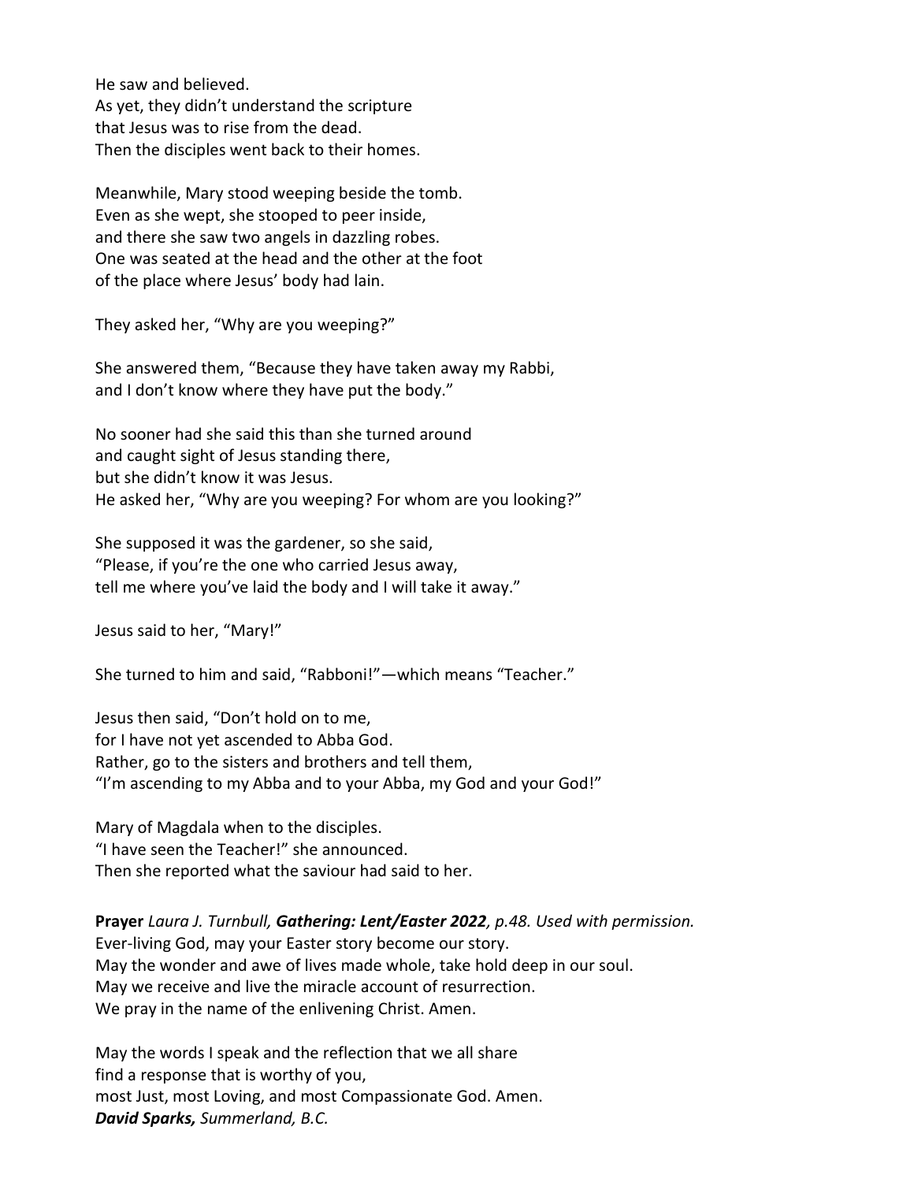He saw and believed.
As yet, they didn't understand the scripture
that Jesus was to rise from the dead.
Then the disciples went back to their homes.

Meanwhile, Mary stood weeping beside the tomb.
Even as she wept, she stooped to peer inside,
and there she saw two angels in dazzling robes.
One was seated at the head and the other at the foot
of the place where Jesus' body had lain.

They asked her, "Why are you weeping?"

She answered them, "Because they have taken away my Rabbi,
and I don't know where they have put the body."

No sooner had she said this than she turned around
and caught sight of Jesus standing there,
but she didn't know it was Jesus.
He asked her, "Why are you weeping? For whom are you looking?"

She supposed it was the gardener, so she said,
"Please, if you're the one who carried Jesus away,
tell me where you've laid the body and I will take it away."

Jesus said to her, "Mary!"

She turned to him and said, "Rabboni!"—which means "Teacher."

Jesus then said, "Don't hold on to me,
for I have not yet ascended to Abba God.
Rather, go to the sisters and brothers and tell them,
"I'm ascending to my Abba and to your Abba, my God and your God!"

Mary of Magdala when to the disciples.
"I have seen the Teacher!" she announced.
Then she reported what the saviour had said to her.

**Prayer** *Laura J. Turnbull,* ***Gathering: Lent/Easter 2022****, p.48. Used with permission.*
Ever-living God, may your Easter story become our story.
May the wonder and awe of lives made whole, take hold deep in our soul.
May we receive and live the miracle account of resurrection.
We pray in the name of the enlivening Christ. Amen.

May the words I speak and the reflection that we all share
find a response that is worthy of you,
most Just, most Loving, and most Compassionate God. Amen.
***David Sparks,*** *Summerland, B.C.*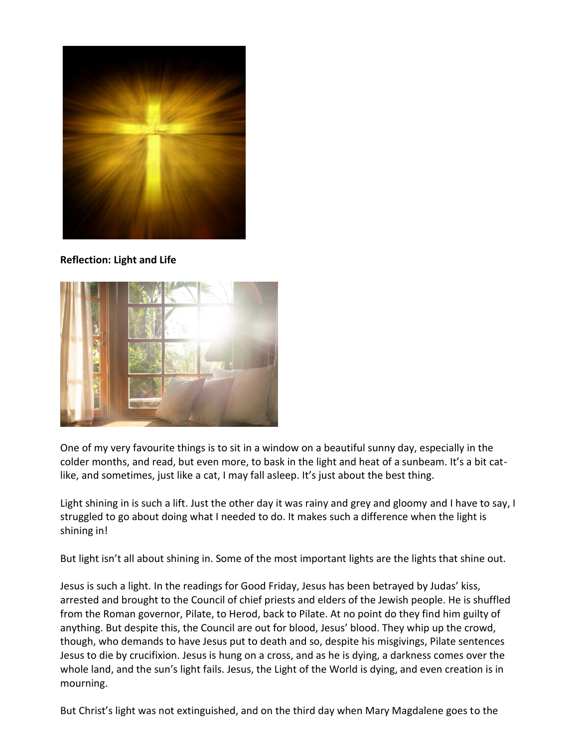**Reflection: Light and Life**

One of my very favourite things is to sit in a window on a beautiful sunny day, especially in the colder months, and read, but even more, to bask in the light and heat of a sunbeam. It's a bit cat-like, and sometimes, just like a cat, I may fall asleep. It's just about the best thing.

Light shining in is such a lift. Just the other day it was rainy and grey and gloomy and I have to say, I struggled to go about doing what I needed to do. It makes such a difference when the light is shining in!

But light isn't all about shining in. Some of the most important lights are the lights that shine out.

Jesus is such a light. In the readings for Good Friday, Jesus has been betrayed by Judas' kiss, arrested and brought to the Council of chief priests and elders of the Jewish people. He is shuffled from the Roman governor, Pilate, to Herod, back to Pilate. At no point do they find him guilty of anything. But despite this, the Council are out for blood, Jesus' blood. They whip up the crowd, though, who demands to have Jesus put to death and so, despite his misgivings, Pilate sentences Jesus to die by crucifixion. Jesus is hung on a cross, and as he is dying, a darkness comes over the whole land, and the sun's light fails. Jesus, the Light of the World is dying, and even creation is in mourning.

But Christ's light was not extinguished, and on the third day when Mary Magdalene goes to the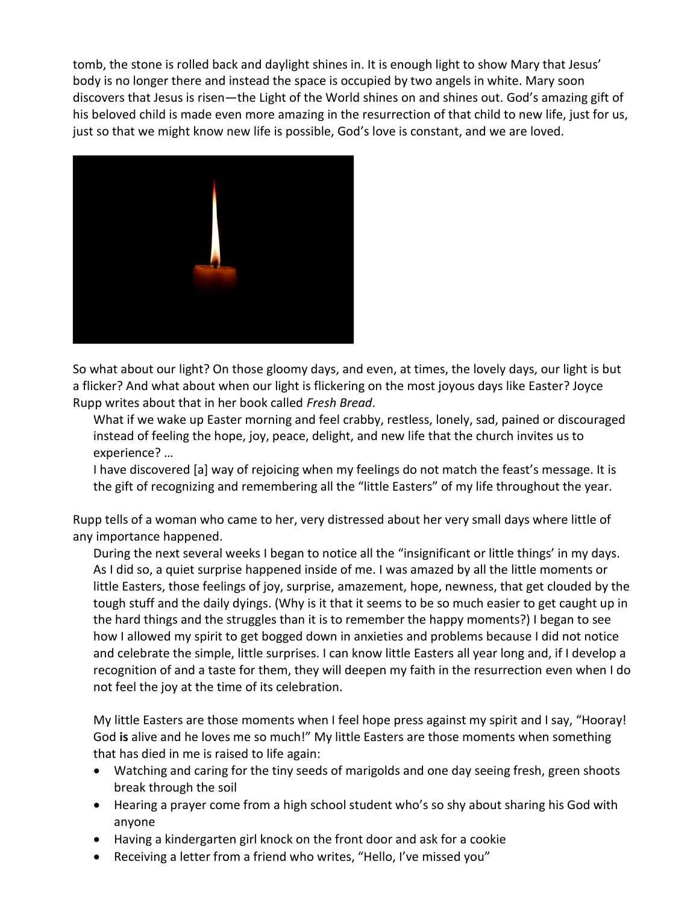tomb, the stone is rolled back and daylight shines in. It is enough light to show Mary that Jesus' body is no longer there and instead the space is occupied by two angels in white. Mary soon discovers that Jesus is risen—the Light of the World shines on and shines out. God's amazing gift of his beloved child is made even more amazing in the resurrection of that child to new life, just for us, just so that we might know new life is possible, God's love is constant, and we are loved.

So what about our light? On those gloomy days, and even, at times, the lovely days, our light is but a flicker? And what about when our light is flickering on the most joyous days like Easter? Joyce Rupp writes about that in her book called *Fresh Bread*.

> What if we wake up Easter morning and feel crabby, restless, lonely, sad, pained or discouraged instead of feeling the hope, joy, peace, delight, and new life that the church invites us to experience? …
>
> I have discovered [a] way of rejoicing when my feelings do not match the feast's message. It is the gift of recognizing and remembering all the "little Easters" of my life throughout the year.

Rupp tells of a woman who came to her, very distressed about her very small days where little of any importance happened.

> During the next several weeks I began to notice all the "insignificant or little things' in my days. As I did so, a quiet surprise happened inside of me. I was amazed by all the little moments or little Easters, those feelings of joy, surprise, amazement, hope, newness, that get clouded by the tough stuff and the daily dyings. (Why is it that it seems to be so much easier to get caught up in the hard things and the struggles than it is to remember the happy moments?) I began to see how I allowed my spirit to get bogged down in anxieties and problems because I did not notice and celebrate the simple, little surprises. I can know little Easters all year long and, if I develop a recognition of and a taste for them, they will deepen my faith in the resurrection even when I do not feel the joy at the time of its celebration.
>
> My little Easters are those moments when I feel hope press against my spirit and I say, "Hooray! God **is** alive and he loves me so much!" My little Easters are those moments when something that has died in me is raised to life again:
>
> - Watching and caring for the tiny seeds of marigolds and one day seeing fresh, green shoots break through the soil
> - Hearing a prayer come from a high school student who's so shy about sharing his God with anyone
> - Having a kindergarten girl knock on the front door and ask for a cookie
> - Receiving a letter from a friend who writes, "Hello, I've missed you"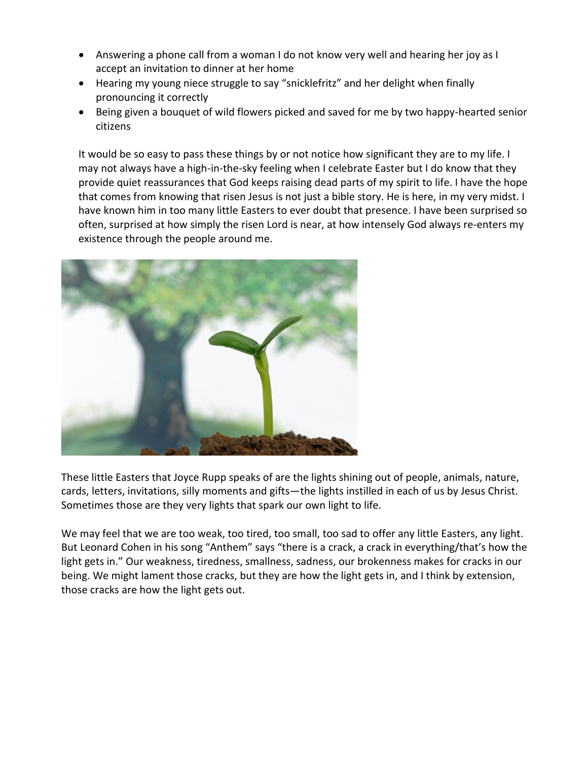- Answering a phone call from a woman I do not know very well and hearing her joy as I accept an invitation to dinner at her home
- Hearing my young niece struggle to say “snicklefritz” and her delight when finally pronouncing it correctly
- Being given a bouquet of wild flowers picked and saved for me by two happy-hearted senior citizens

It would be so easy to pass these things by or not notice how significant they are to my life. I may not always have a high-in-the-sky feeling when I celebrate Easter but I do know that they provide quiet reassurances that God keeps raising dead parts of my spirit to life. I have the hope that comes from knowing that risen Jesus is not just a bible story. He is here, in my very midst. I have known him in too many little Easters to ever doubt that presence. I have been surprised so often, surprised at how simply the risen Lord is near, at how intensely God always re-enters my existence through the people around me.

These little Easters that Joyce Rupp speaks of are the lights shining out of people, animals, nature, cards, letters, invitations, silly moments and gifts—the lights instilled in each of us by Jesus Christ. Sometimes those are they very lights that spark our own light to life.

We may feel that we are too weak, too tired, too small, too sad to offer any little Easters, any light. But Leonard Cohen in his song “Anthem” says “there is a crack, a crack in everything/that’s how the light gets in.” Our weakness, tiredness, smallness, sadness, our brokenness makes for cracks in our being. We might lament those cracks, but they are how the light gets in, and I think by extension, those cracks are how the light gets out.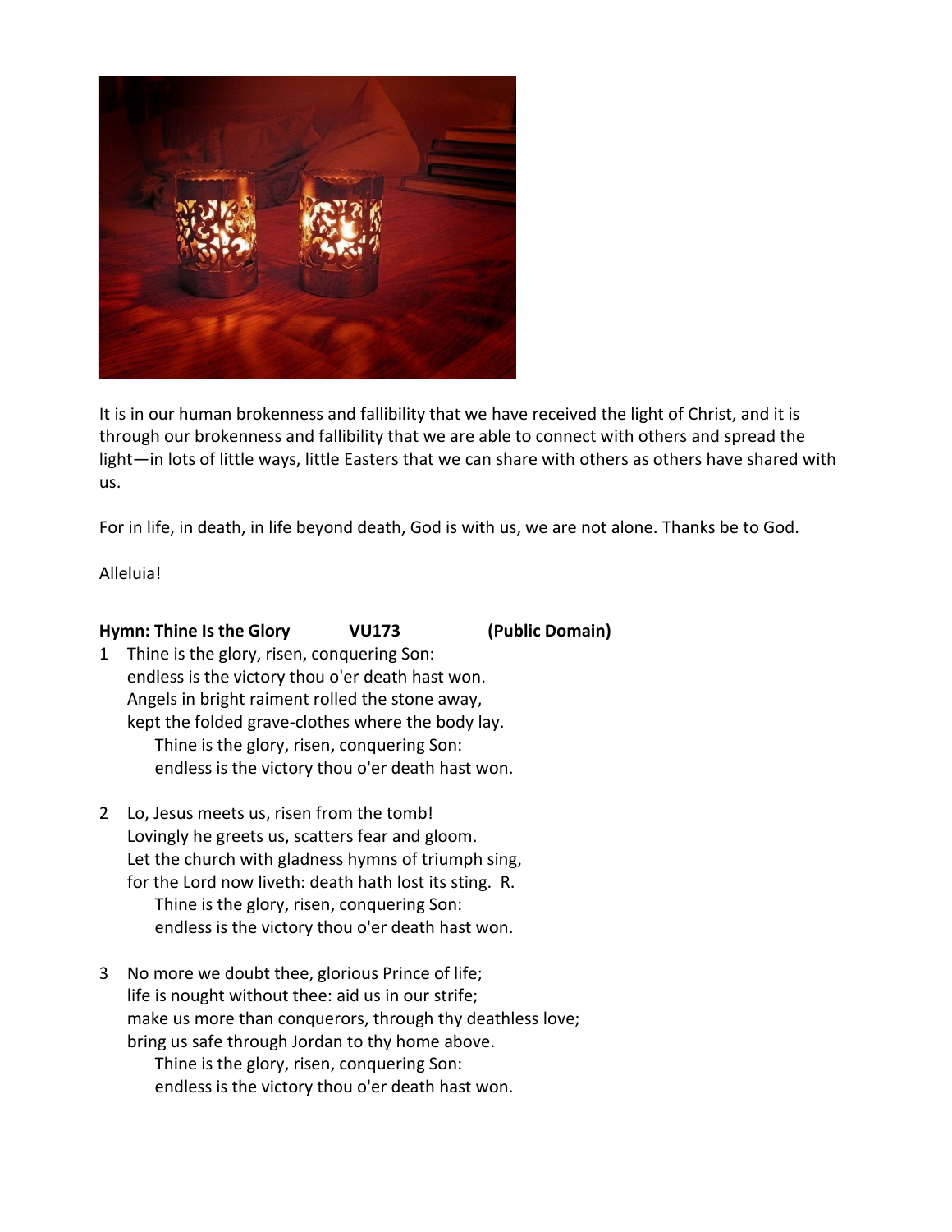It is in our human brokenness and fallibility that we have received the light of Christ, and it is through our brokenness and fallibility that we are able to connect with others and spread the light—in lots of little ways, little Easters that we can share with others as others have shared with us.

For in life, in death, in life beyond death, God is with us, we are not alone. Thanks be to God.

Alleluia!

**Hymn: Thine Is the Glory VU173 (Public Domain)**

1 Thine is the glory, risen, conquering Son:
endless is the victory thou o'er death hast won.
Angels in bright raiment rolled the stone away,
kept the folded grave-clothes where the body lay.
    Thine is the glory, risen, conquering Son:
    endless is the victory thou o'er death hast won.

2 Lo, Jesus meets us, risen from the tomb!
Lovingly he greets us, scatters fear and gloom.
Let the church with gladness hymns of triumph sing,
for the Lord now liveth: death hath lost its sting. R.
    Thine is the glory, risen, conquering Son:
    endless is the victory thou o'er death hast won.

3 No more we doubt thee, glorious Prince of life;
life is nought without thee: aid us in our strife;
make us more than conquerors, through thy deathless love;
bring us safe through Jordan to thy home above.
    Thine is the glory, risen, conquering Son:
    endless is the victory thou o'er death hast won.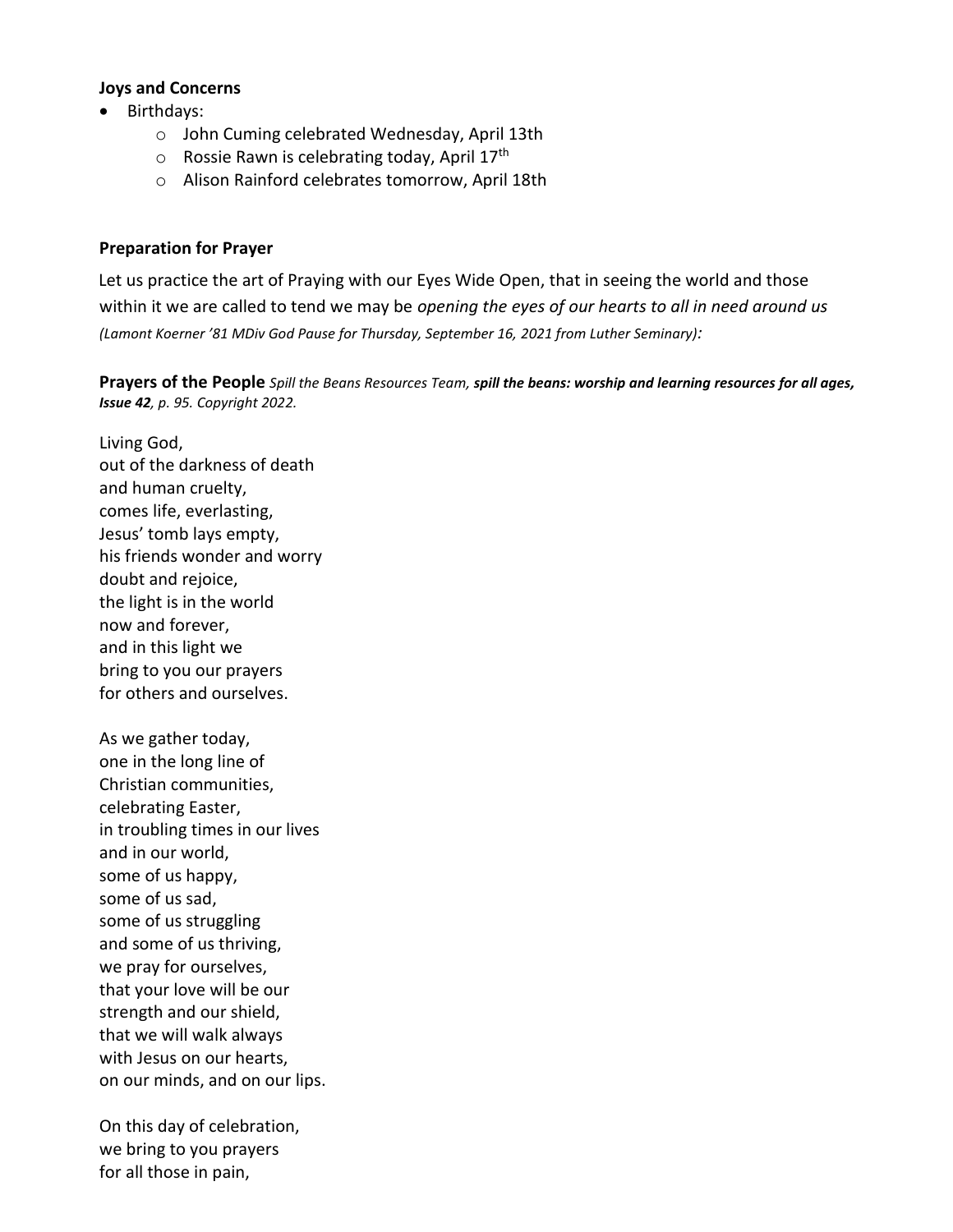**Joys and Concerns**

- Birthdays:
  - John Cuming celebrated Wednesday, April 13th
  - Rossie Rawn is celebrating today, April 17th
  - Alison Rainford celebrates tomorrow, April 18th

**Preparation for Prayer**

Let us practice the art of Praying with our Eyes Wide Open, that in seeing the world and those within it we are called to tend we may be *opening the eyes of our hearts to all in need around us* *(Lamont Koerner '81 MDiv God Pause for Thursday, September 16, 2021 from Luther Seminary):*

**Prayers of the People** *Spill the Beans Resources Team,* ***spill the beans: worship and learning resources for all ages, Issue 42****, p. 95. Copyright 2022.*

Living God,
out of the darkness of death
and human cruelty,
comes life, everlasting,
Jesus' tomb lays empty,
his friends wonder and worry
doubt and rejoice,
the light is in the world
now and forever,
and in this light we
bring to you our prayers
for others and ourselves.

As we gather today,
one in the long line of
Christian communities,
celebrating Easter,
in troubling times in our lives
and in our world,
some of us happy,
some of us sad,
some of us struggling
and some of us thriving,
we pray for ourselves,
that your love will be our
strength and our shield,
that we will walk always
with Jesus on our hearts,
on our minds, and on our lips.

On this day of celebration,
we bring to you prayers
for all those in pain,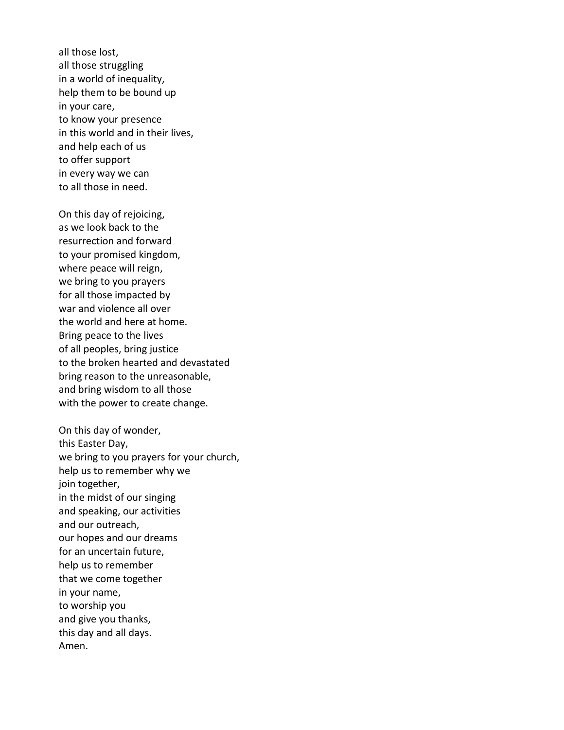all those lost,  
all those struggling  
in a world of inequality,  
help them to be bound up  
in your care,  
to know your presence  
in this world and in their lives,  
and help each of us  
to offer support  
in every way we can  
to all those in need.

On this day of rejoicing,  
as we look back to the  
resurrection and forward  
to your promised kingdom,  
where peace will reign,  
we bring to you prayers  
for all those impacted by  
war and violence all over  
the world and here at home.  
Bring peace to the lives  
of all peoples, bring justice  
to the broken hearted and devastated  
bring reason to the unreasonable,  
and bring wisdom to all those  
with the power to create change.

On this day of wonder,  
this Easter Day,  
we bring to you prayers for your church,  
help us to remember why we  
join together,  
in the midst of our singing  
and speaking, our activities  
and our outreach,  
our hopes and our dreams  
for an uncertain future,  
help us to remember  
that we come together  
in your name,  
to worship you  
and give you thanks,  
this day and all days.  
Amen.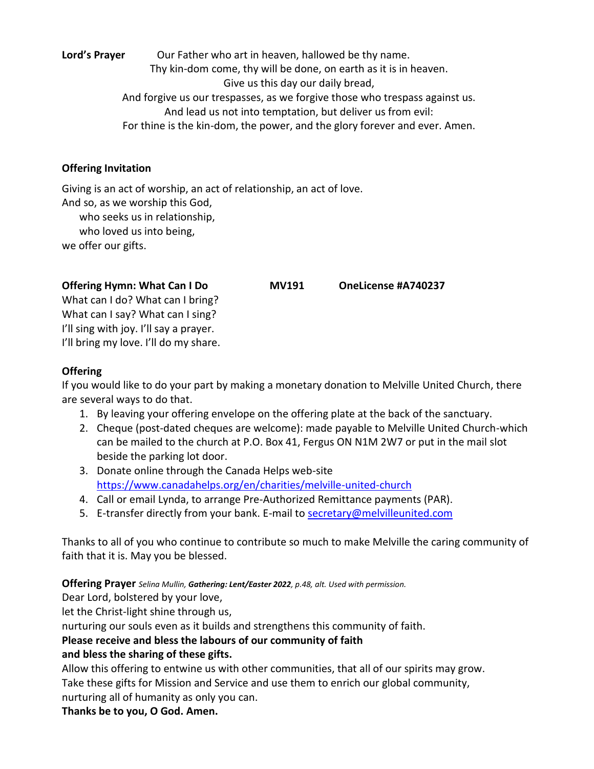**Lord's Prayer** Our Father who art in heaven, hallowed be thy name.
Thy kin-dom come, thy will be done, on earth as it is in heaven.
Give us this day our daily bread,
And forgive us our trespasses, as we forgive those who trespass against us.
And lead us not into temptation, but deliver us from evil:
For thine is the kin-dom, the power, and the glory forever and ever. Amen.

**Offering Invitation**

Giving is an act of worship, an act of relationship, an act of love.
And so, as we worship this God,
  who seeks us in relationship,
  who loved us into being,
we offer our gifts.

**Offering Hymn: What Can I Do  MV191  OneLicense #A740237**

What can I do? What can I bring?
What can I say? What can I sing?
I'll sing with joy. I'll say a prayer.
I'll bring my love. I'll do my share.

**Offering**

If you would like to do your part by making a monetary donation to Melville United Church, there are several ways to do that.

1. By leaving your offering envelope on the offering plate at the back of the sanctuary.
2. Cheque (post-dated cheques are welcome): made payable to Melville United Church-which can be mailed to the church at P.O. Box 41, Fergus ON N1M 2W7 or put in the mail slot beside the parking lot door.
3. Donate online through the Canada Helps web-site https://www.canadahelps.org/en/charities/melville-united-church
4. Call or email Lynda, to arrange Pre-Authorized Remittance payments (PAR).
5. E-transfer directly from your bank. E-mail to secretary@melvilleunited.com

Thanks to all of you who continue to contribute so much to make Melville the caring community of faith that it is. May you be blessed.

**Offering Prayer** *Selina Mullin,* ***Gathering: Lent/Easter 2022****, p.48, alt. Used with permission.*

Dear Lord, bolstered by your love,
let the Christ-light shine through us,
nurturing our souls even as it builds and strengthens this community of faith.
**Please receive and bless the labours of our community of faith**
**and bless the sharing of these gifts.**
Allow this offering to entwine us with other communities, that all of our spirits may grow.
Take these gifts for Mission and Service and use them to enrich our global community,
nurturing all of humanity as only you can.
**Thanks be to you, O God. Amen.**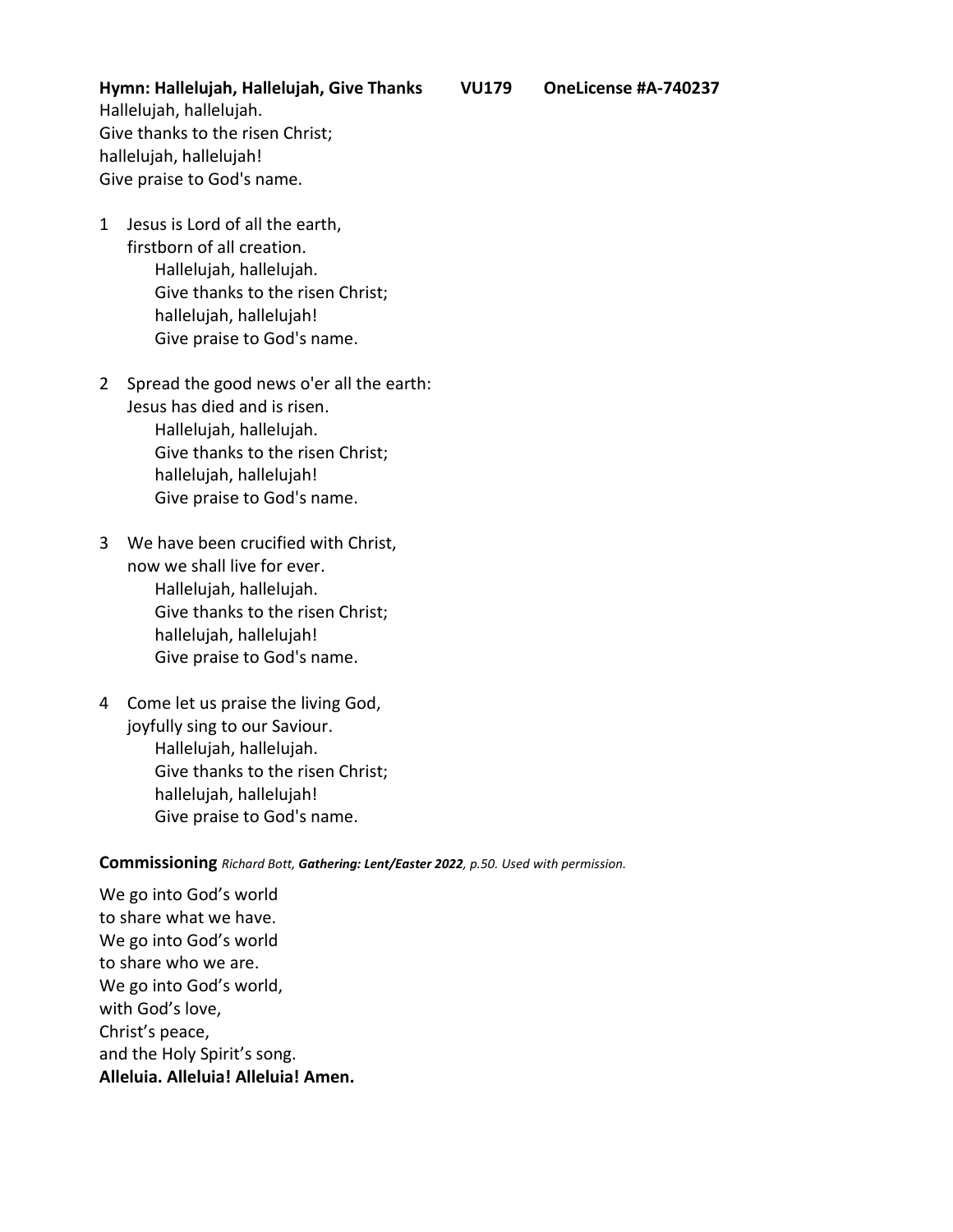**Hymn: Hallelujah, Hallelujah, Give Thanks VU179 OneLicense #A-740237**

Hallelujah, hallelujah.
Give thanks to the risen Christ;
hallelujah, hallelujah!
Give praise to God's name.

1 Jesus is Lord of all the earth,
firstborn of all creation.
Hallelujah, hallelujah.
Give thanks to the risen Christ;
hallelujah, hallelujah!
Give praise to God's name.

2 Spread the good news o'er all the earth:
Jesus has died and is risen.
Hallelujah, hallelujah.
Give thanks to the risen Christ;
hallelujah, hallelujah!
Give praise to God's name.

3 We have been crucified with Christ,
now we shall live for ever.
Hallelujah, hallelujah.
Give thanks to the risen Christ;
hallelujah, hallelujah!
Give praise to God's name.

4 Come let us praise the living God,
joyfully sing to our Saviour.
Hallelujah, hallelujah.
Give thanks to the risen Christ;
hallelujah, hallelujah!
Give praise to God's name.

**Commissioning** *Richard Bott, **Gathering: Lent/Easter 2022**, p.50. Used with permission.*

We go into God's world
to share what we have.
We go into God's world
to share who we are.
We go into God's world,
with God's love,
Christ's peace,
and the Holy Spirit's song.
**Alleluia. Alleluia! Alleluia! Amen.**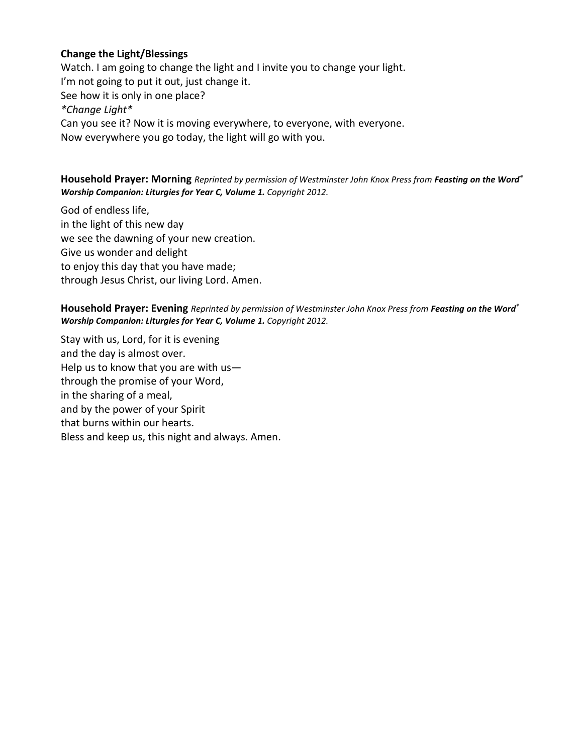**Change the Light/Blessings**

Watch. I am going to change the light and I invite you to change your light.
I'm not going to put it out, just change it.
See how it is only in one place?
*\*Change Light\**
Can you see it? Now it is moving everywhere, to everyone, with everyone.
Now everywhere you go today, the light will go with you.

**Household Prayer: Morning** *Reprinted by permission of Westminster John Knox Press from **Feasting on the Word® Worship Companion: Liturgies for Year C, Volume 1.** Copyright 2012.*

God of endless life,
in the light of this new day
we see the dawning of your new creation.
Give us wonder and delight
to enjoy this day that you have made;
through Jesus Christ, our living Lord. Amen.

**Household Prayer: Evening** *Reprinted by permission of Westminster John Knox Press from **Feasting on the Word® Worship Companion: Liturgies for Year C, Volume 1.** Copyright 2012.*

Stay with us, Lord, for it is evening
and the day is almost over.
Help us to know that you are with us—
through the promise of your Word,
in the sharing of a meal,
and by the power of your Spirit
that burns within our hearts.
Bless and keep us, this night and always. Amen.